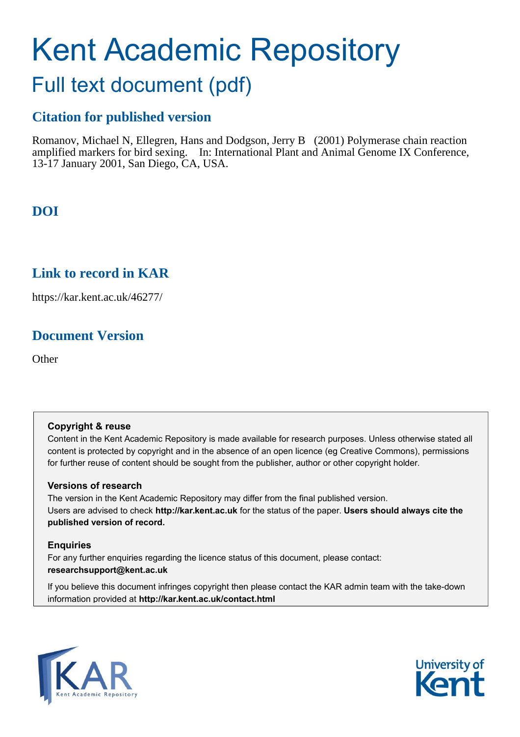# Kent Academic Repository

## Full text document (pdf)

### Citation for published version

Romanov, Michael N, Ellegren, Hans and Dodgson, Jerry B (2001) Polymerase chain reaction amplified markers for bird sexing. In: International Plant and Animal Genome IX Conference, 13-17 January 2001, San Diego, CA, USA.

### DOI

### Link to record in KAR

https://kar.kent.ac.uk/46277/

### Document Version

Other

**Copyright & reuse**

Content in the Kent Academic Repository is made available for research purposes. Unless otherwise stated all content is protected by copyright and in the absence of an open licence (eg Creative Commons), permissions for further reuse of content should be sought from the publisher, author or other copyright holder.

**Versions of research**

The version in the Kent Academic Repository may differ from the final published version. Users are advised to check **http://kar.kent.ac.uk** for the status of the paper. **Users should always cite the published version of record.**

**Enquiries**

For any further enquiries regarding the licence status of this document, please contact: **researchsupport@kent.ac.uk**

If you believe this document infringes copyright then please contact the KAR admin team with the take-down information provided at **http://kar.kent.ac.uk/contact.html**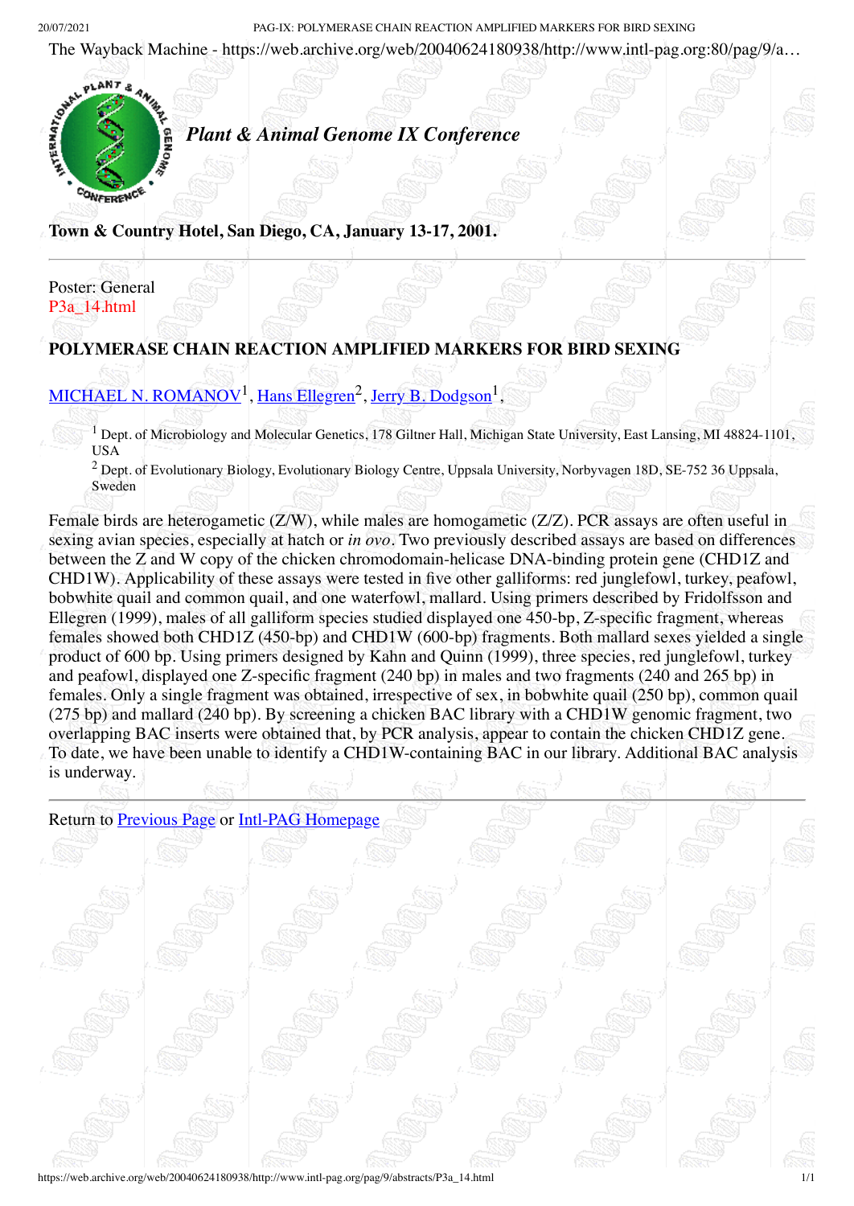The Wayback Machine - https://web.archive.org/web/20040624180938/http://www.intl-pag.org:80/pag/9/a…

*Plant & Animal Genome IX Conference*

**Town & Country Hotel, San Diego, CA, January 13-17, 2001.**

---

Poster: General
P3a_14.html

### POLYMERASE CHAIN REACTION AMPLIFIED MARKERS FOR BIRD SEXING

MICHAEL N. ROMANOV[1], Hans Ellegren[2], Jerry B. Dodgson[1],

[1] Dept. of Microbiology and Molecular Genetics, 178 Giltner Hall, Michigan State University, East Lansing, MI 48824-1101, USA

[2] Dept. of Evolutionary Biology, Evolutionary Biology Centre, Uppsala University, Norbyvagen 18D, SE-752 36 Uppsala, Sweden

Female birds are heterogametic (Z/W), while males are homogametic (Z/Z). PCR assays are often useful in sexing avian species, especially at hatch or *in ovo*. Two previously described assays are based on differences between the Z and W copy of the chicken chromodomain-helicase DNA-binding protein gene (CHD1Z and CHD1W). Applicability of these assays were tested in five other galliforms: red junglefowl, turkey, peafowl, bobwhite quail and common quail, and one waterfowl, mallard. Using primers described by Fridolfsson and Ellegren (1999), males of all galliform species studied displayed one 450-bp, Z-specific fragment, whereas females showed both CHD1Z (450-bp) and CHD1W (600-bp) fragments. Both mallard sexes yielded a single product of 600 bp. Using primers designed by Kahn and Quinn (1999), three species, red junglefowl, turkey and peafowl, displayed one Z-specific fragment (240 bp) in males and two fragments (240 and 265 bp) in females. Only a single fragment was obtained, irrespective of sex, in bobwhite quail (250 bp), common quail (275 bp) and mallard (240 bp). By screening a chicken BAC library with a CHD1W genomic fragment, two overlapping BAC inserts were obtained that, by PCR analysis, appear to contain the chicken CHD1Z gene. To date, we have been unable to identify a CHD1W-containing BAC in our library. Additional BAC analysis is underway.

---

Return to Previous Page or Intl-PAG Homepage